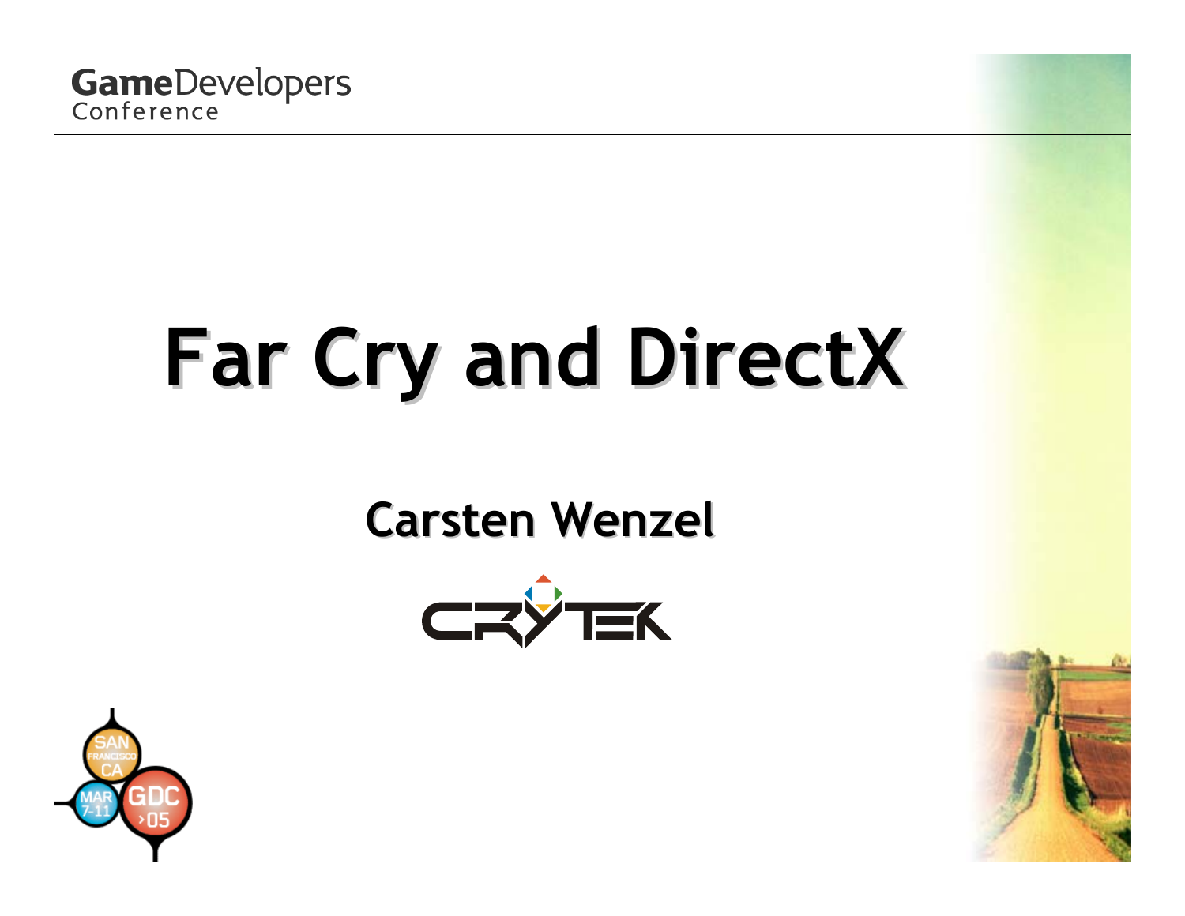# Far Cry and DirectX

**Carsten Wenzel**

CRYTEK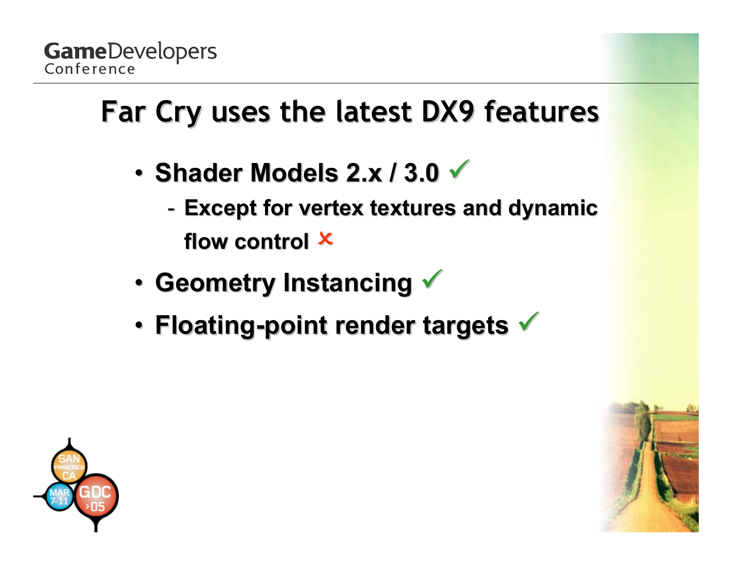# Far Cry uses the latest DX9 features

- **Shader Models 2.x / 3.0 ✓**
  - **Except for vertex textures and dynamic flow control ✗**
- **Geometry Instancing ✓**
- **Floating-point render targets ✓**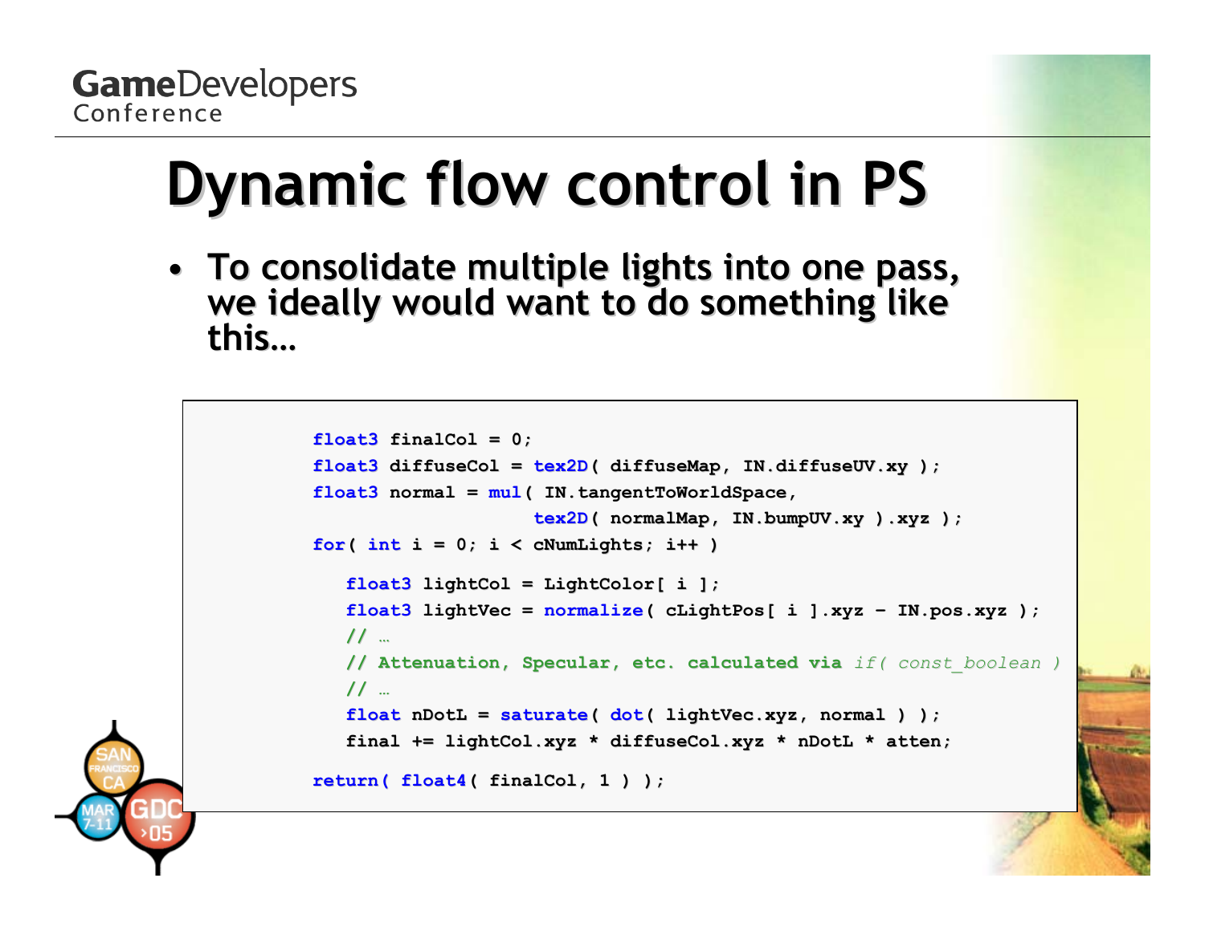# Dynamic flow control in PS

- To consolidate multiple lights into one pass, we ideally would want to do something like this…

```
float3 finalCol = 0;
float3 diffuseCol = tex2D( diffuseMap, IN.diffuseUV.xy );
float3 normal = mul( IN.tangentToWorldSpace,
                     tex2D( normalMap, IN.bumpUV.xy ).xyz );
for( int i = 0; i < cNumLights; i++ )

   float3 lightCol = LightColor[ i ];
   float3 lightVec = normalize( cLightPos[ i ].xyz - IN.pos.xyz );
   // …
   // Attenuation, Specular, etc. calculated via if( const_boolean )
   // …
   float nDotL = saturate( dot( lightVec.xyz, normal ) );
   final += lightCol.xyz * diffuseCol.xyz * nDotL * atten;

return( float4( finalCol, 1 ) );
```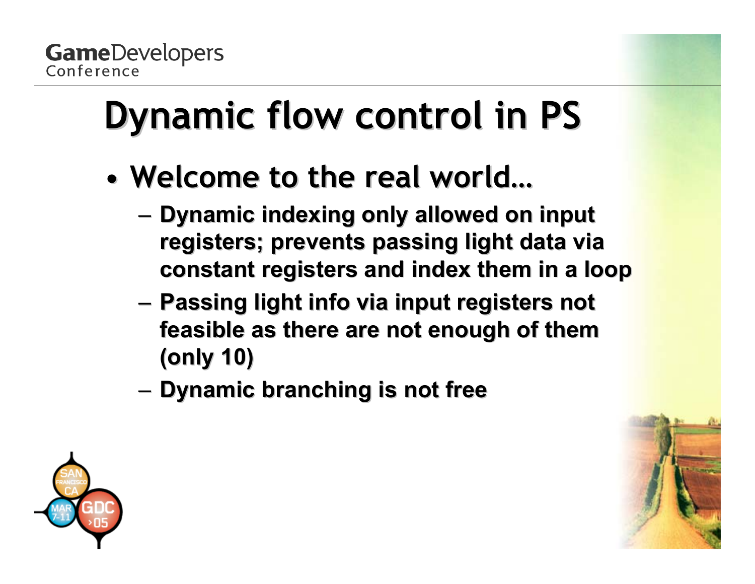# Dynamic flow control in PS

- Welcome to the real world…
  - Dynamic indexing only allowed on input registers; prevents passing light data via constant registers and index them in a loop
  - Passing light info via input registers not feasible as there are not enough of them (only 10)
  - Dynamic branching is not free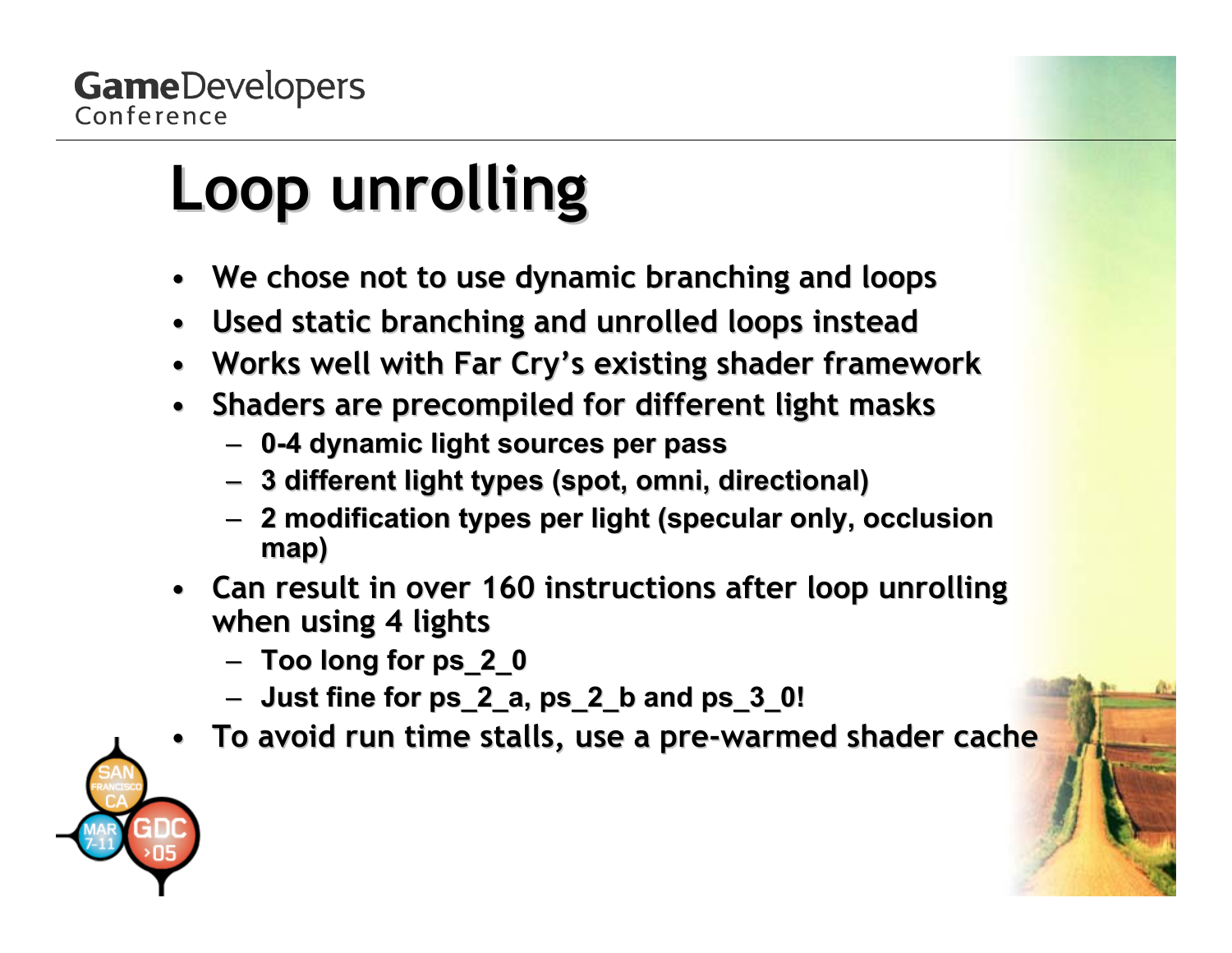# Loop unrolling

- We chose not to use dynamic branching and loops
- Used static branching and unrolled loops instead
- Works well with Far Cry's existing shader framework
- Shaders are precompiled for different light masks
  - 0-4 dynamic light sources per pass
  - 3 different light types (spot, omni, directional)
  - 2 modification types per light (specular only, occlusion map)
- Can result in over 160 instructions after loop unrolling when using 4 lights
  - Too long for ps_2_0
  - Just fine for ps_2_a, ps_2_b and ps_3_0!
- To avoid run time stalls, use a pre-warmed shader cache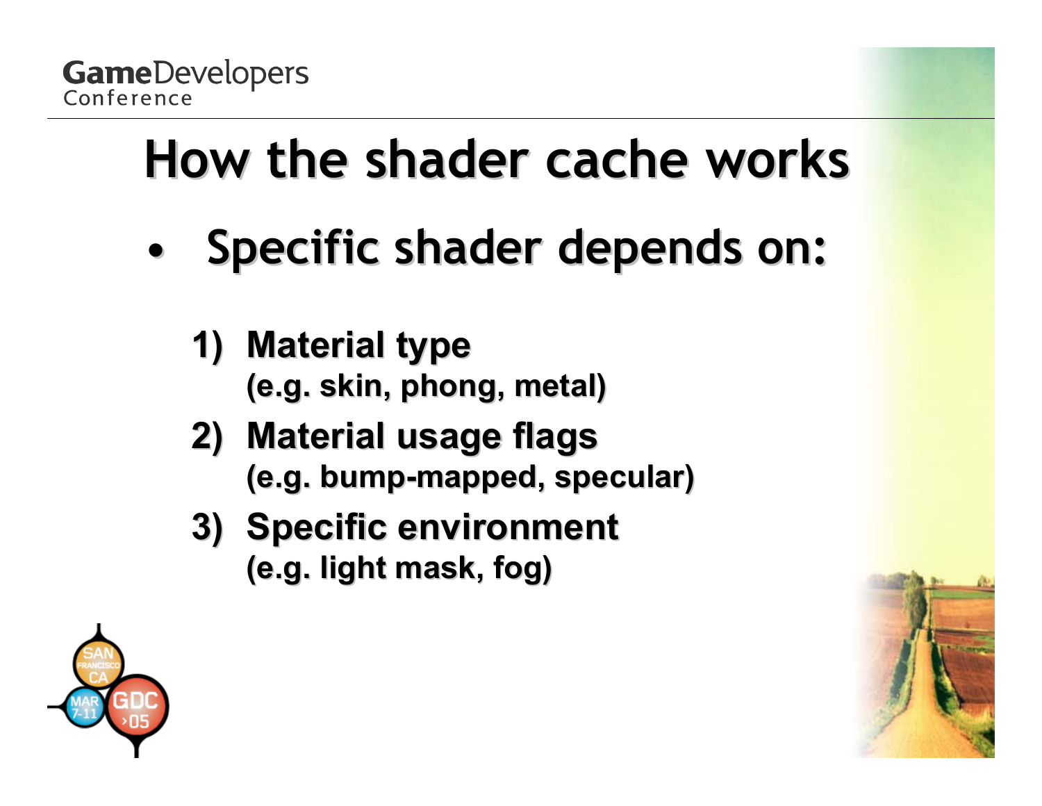# How the shader cache works

- **Specific shader depends on:**

  1) **Material type**
     **(e.g. skin, phong, metal)**
  2) **Material usage flags**
     **(e.g. bump-mapped, specular)**
  3) **Specific environment**
     **(e.g. light mask, fog)**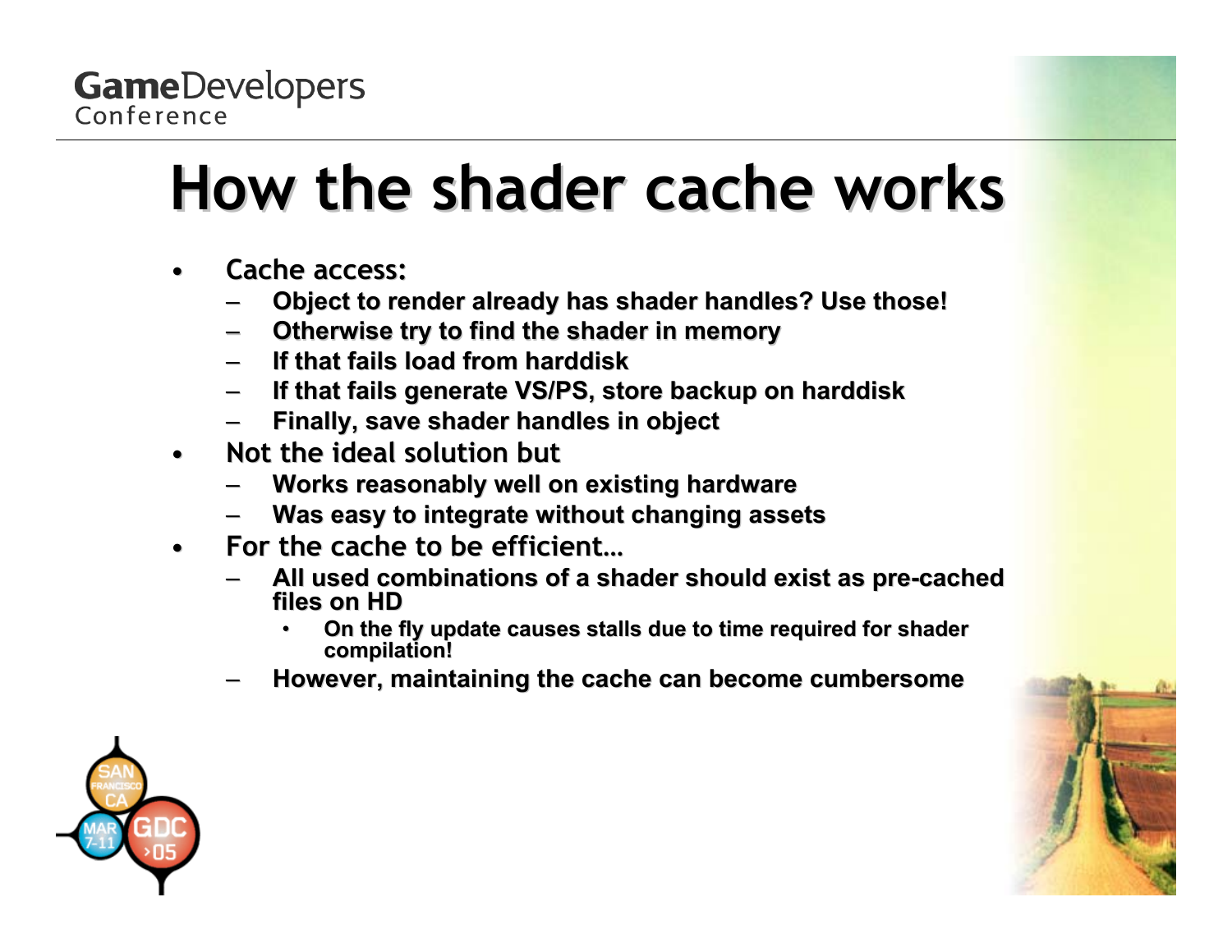# How the shader cache works

- Cache access:
  - Object to render already has shader handles? Use those!
  - Otherwise try to find the shader in memory
  - If that fails load from harddisk
  - If that fails generate VS/PS, store backup on harddisk
  - Finally, save shader handles in object
- Not the ideal solution but
  - Works reasonably well on existing hardware
  - Was easy to integrate without changing assets
- For the cache to be efficient…
  - All used combinations of a shader should exist as pre-cached files on HD
    - On the fly update causes stalls due to time required for shader compilation!
  - However, maintaining the cache can become cumbersome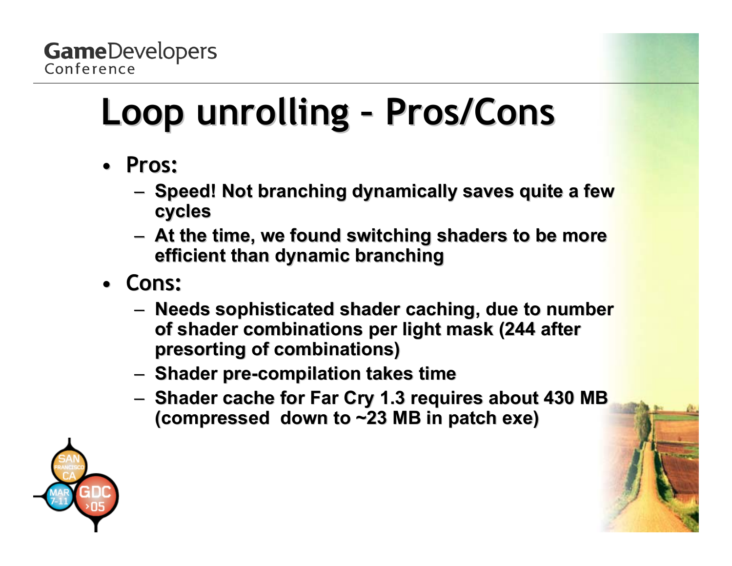# Loop unrolling – Pros/Cons

- **Pros:**
  - Speed! Not branching dynamically saves quite a few cycles
  - At the time, we found switching shaders to be more efficient than dynamic branching
- **Cons:**
  - Needs sophisticated shader caching, due to number of shader combinations per light mask (244 after presorting of combinations)
  - Shader pre-compilation takes time
  - Shader cache for Far Cry 1.3 requires about 430 MB (compressed down to ~23 MB in patch exe)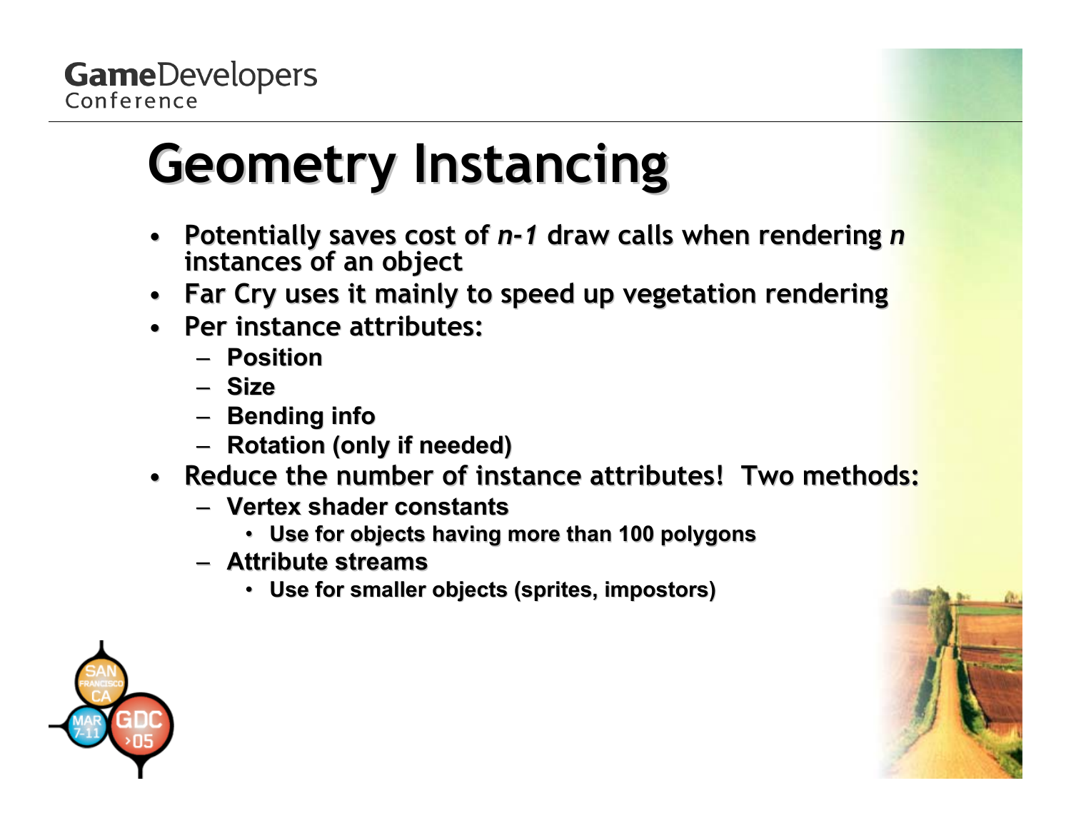# Geometry Instancing

- Potentially saves cost of *n-1* draw calls when rendering *n* instances of an object
- Far Cry uses it mainly to speed up vegetation rendering
- Per instance attributes:
  - Position
  - Size
  - Bending info
  - Rotation (only if needed)
- Reduce the number of instance attributes! Two methods:
  - Vertex shader constants
    - Use for objects having more than 100 polygons
  - Attribute streams
    - Use for smaller objects (sprites, impostors)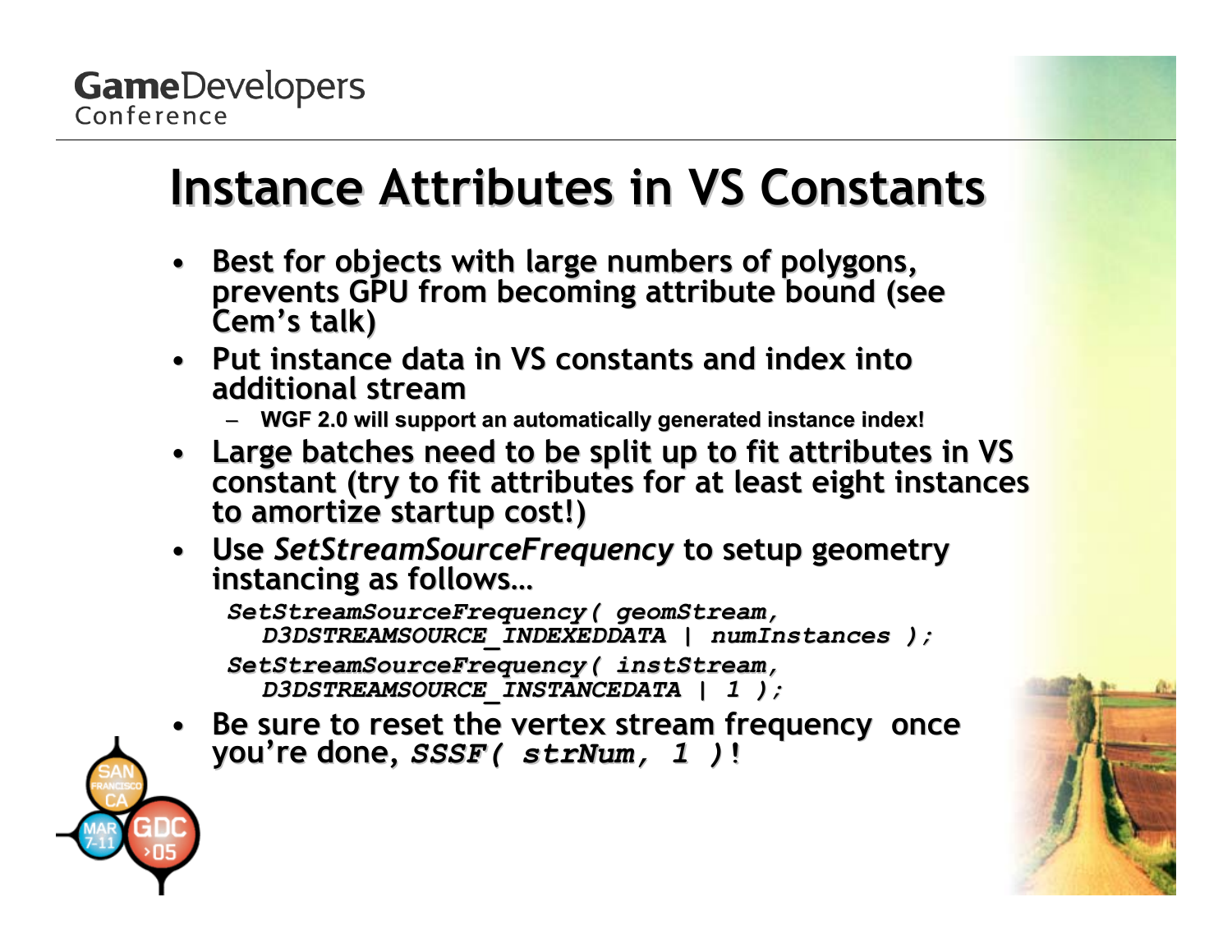# Instance Attributes in VS Constants

- Best for objects with large numbers of polygons, prevents GPU from becoming attribute bound (see Cem's talk)
- Put instance data in VS constants and index into additional stream
  - WGF 2.0 will support an automatically generated instance index!
- Large batches need to be split up to fit attributes in VS constant (try to fit attributes for at least eight instances to amortize startup cost!)
- Use *SetStreamSourceFrequency* to setup geometry instancing as follows…

```
SetStreamSourceFrequency( geomStream,
   D3DSTREAMSOURCE_INDEXEDDATA | numInstances );
SetStreamSourceFrequency( instStream,
   D3DSTREAMSOURCE_INSTANCEDATA | 1 );
```

- Be sure to reset the vertex stream frequency once you're done, `SSSF( strNum, 1 )`!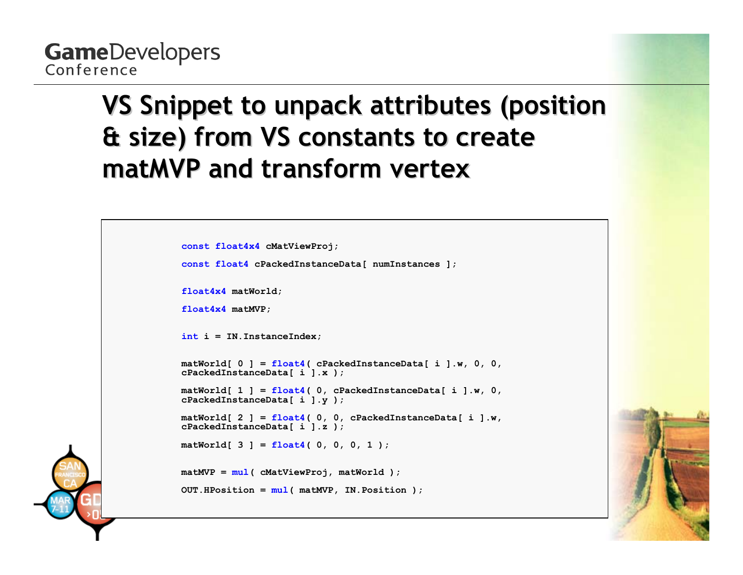# VS Snippet to unpack attributes (position & size) from VS constants to create matMVP and transform vertex

```
const float4x4 cMatViewProj;
const float4 cPackedInstanceData[ numInstances ];

float4x4 matWorld;
float4x4 matMVP;

int i = IN.InstanceIndex;

matWorld[ 0 ] = float4( cPackedInstanceData[ i ].w, 0, 0,
cPackedInstanceData[ i ].x );
matWorld[ 1 ] = float4( 0, cPackedInstanceData[ i ].w, 0,
cPackedInstanceData[ i ].y );
matWorld[ 2 ] = float4( 0, 0, cPackedInstanceData[ i ].w,
cPackedInstanceData[ i ].z );
matWorld[ 3 ] = float4( 0, 0, 0, 1 );

matMVP = mul( cMatViewProj, matWorld );
OUT.HPosition = mul( matMVP, IN.Position );
```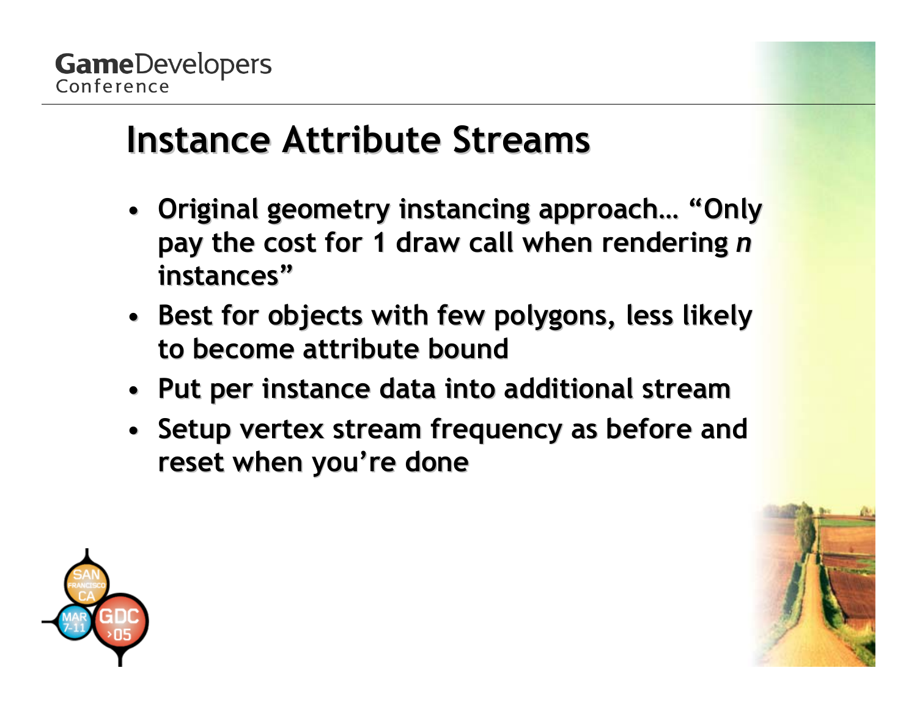# Instance Attribute Streams

- Original geometry instancing approach… "Only pay the cost for 1 draw call when rendering *n* instances"
- Best for objects with few polygons, less likely to become attribute bound
- Put per instance data into additional stream
- Setup vertex stream frequency as before and reset when you're done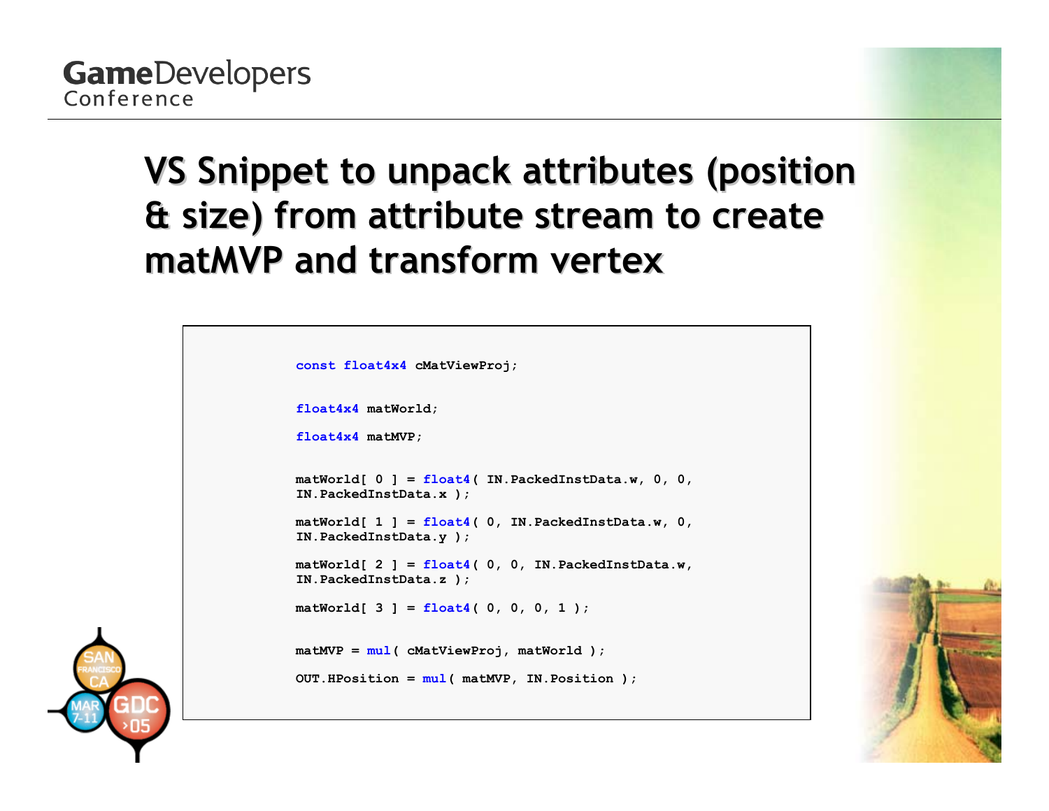# VS Snippet to unpack attributes (position & size) from attribute stream to create matMVP and transform vertex

```
const float4x4 cMatViewProj;

float4x4 matWorld;
float4x4 matMVP;

matWorld[ 0 ] = float4( IN.PackedInstData.w, 0, 0,
IN.PackedInstData.x );
matWorld[ 1 ] = float4( 0, IN.PackedInstData.w, 0,
IN.PackedInstData.y );
matWorld[ 2 ] = float4( 0, 0, IN.PackedInstData.w,
IN.PackedInstData.z );
matWorld[ 3 ] = float4( 0, 0, 0, 1 );

matMVP = mul( cMatViewProj, matWorld );
OUT.HPosition = mul( matMVP, IN.Position );
```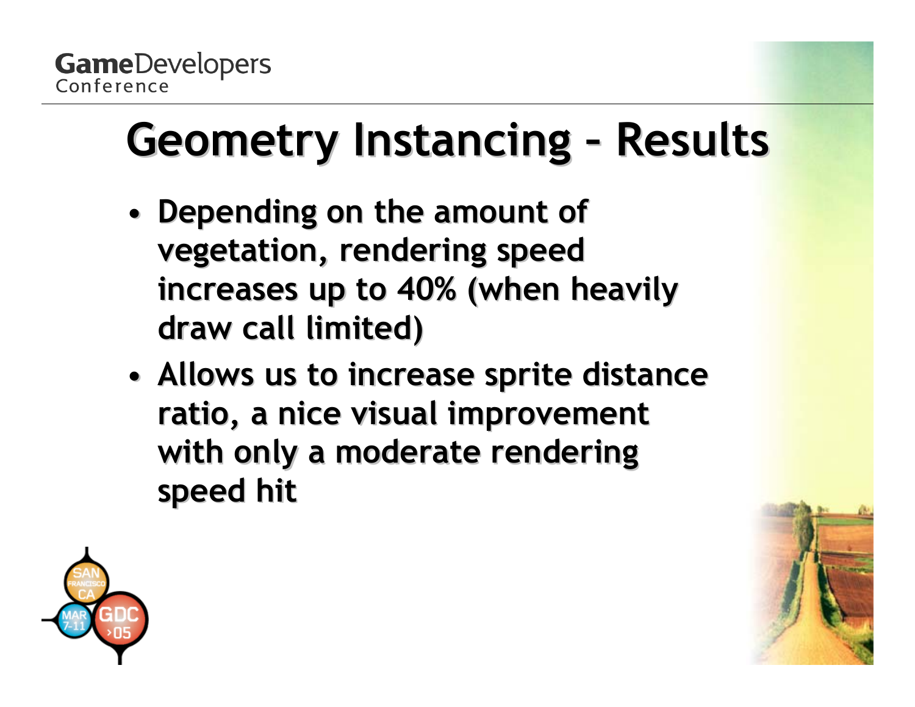# Geometry Instancing – Results

- Depending on the amount of vegetation, rendering speed increases up to 40% (when heavily draw call limited)
- Allows us to increase sprite distance ratio, a nice visual improvement with only a moderate rendering speed hit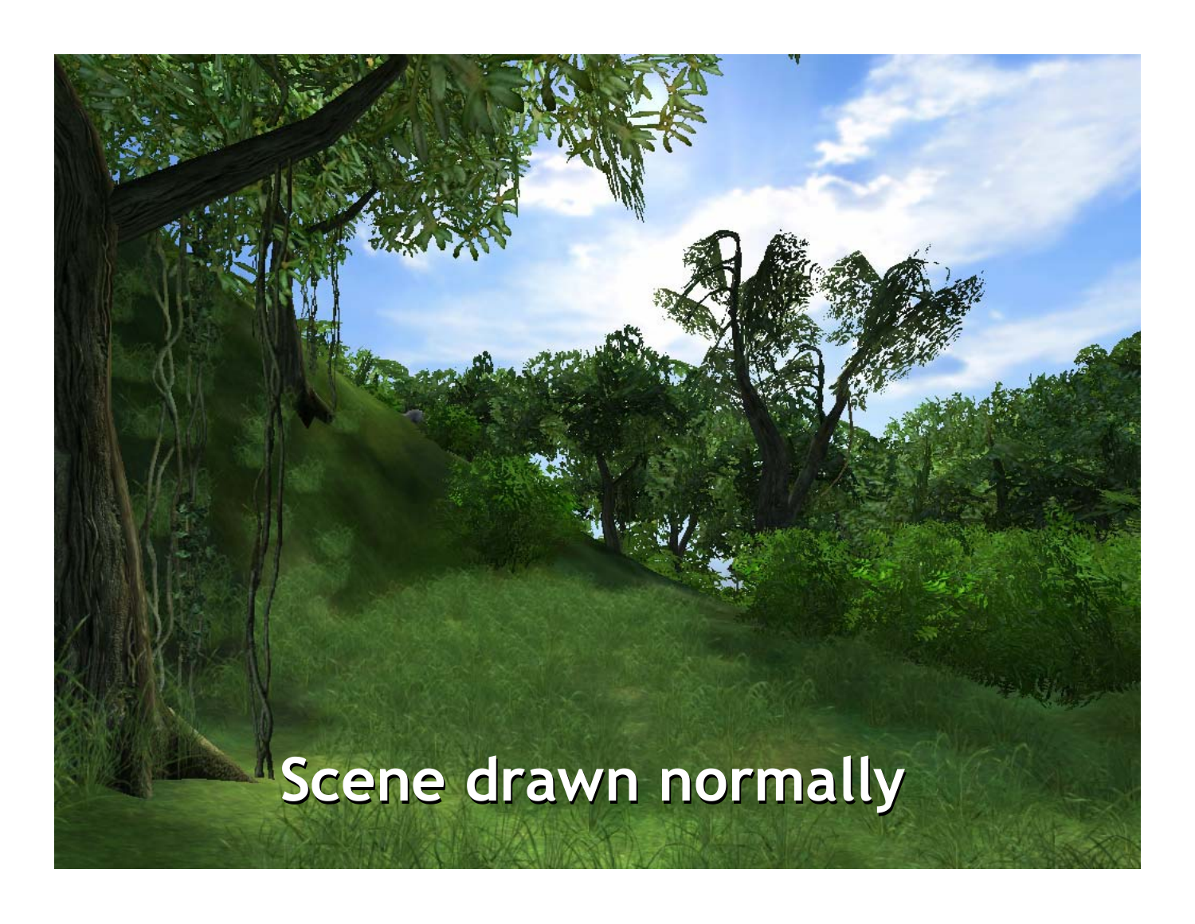Scene drawn normally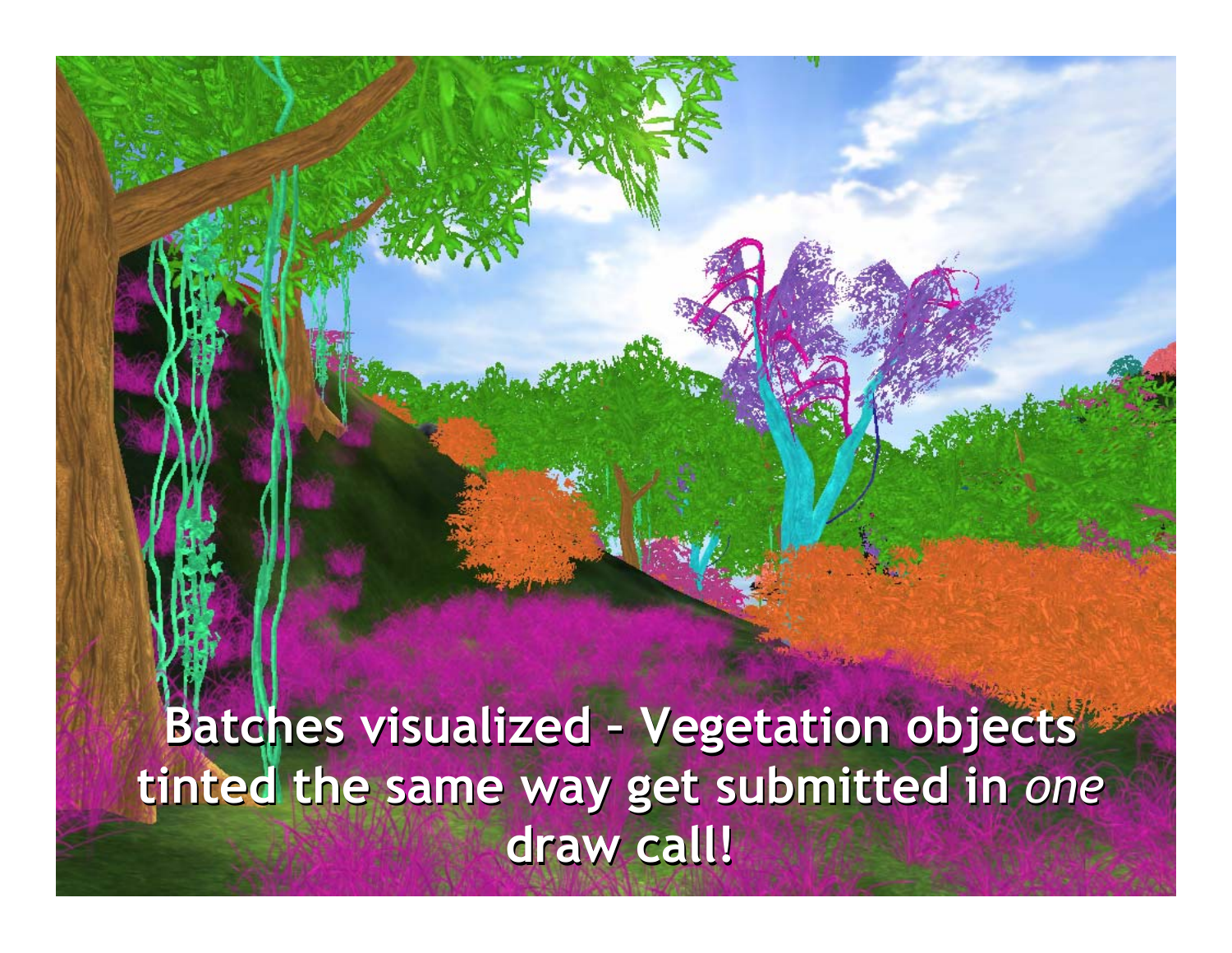**Batches visualized – Vegetation objects tinted the same way get submitted in *one* draw call!**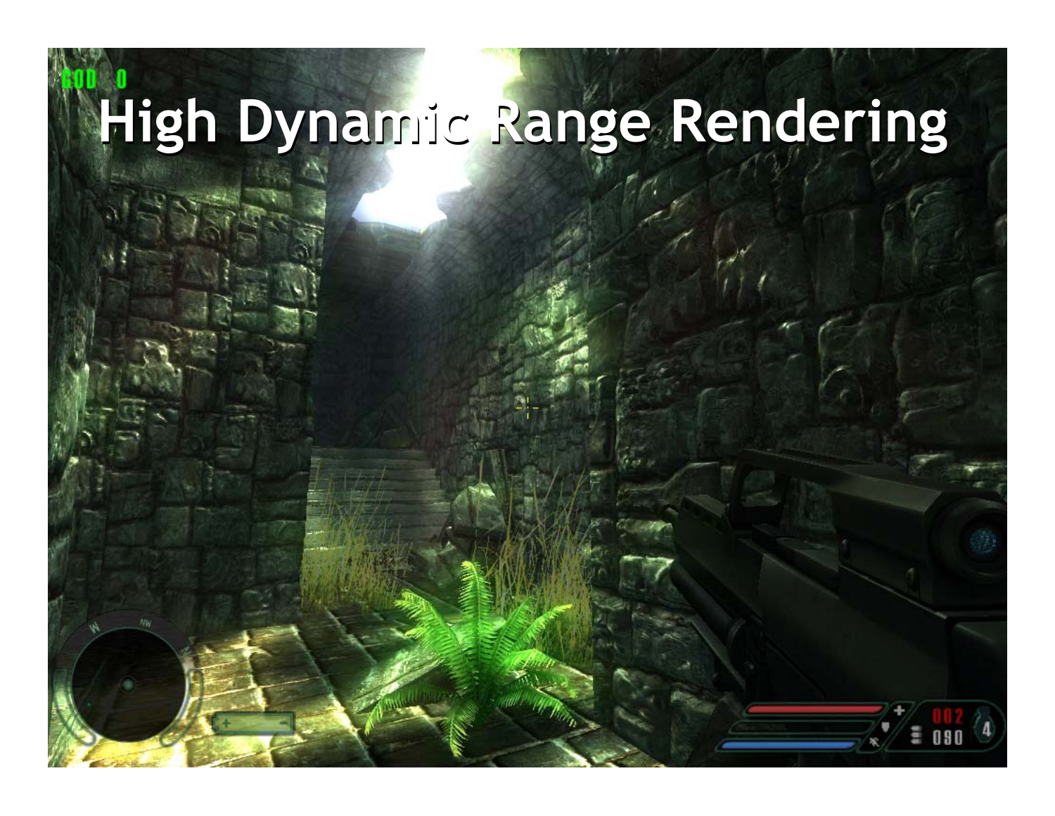# High Dynamic Range Rendering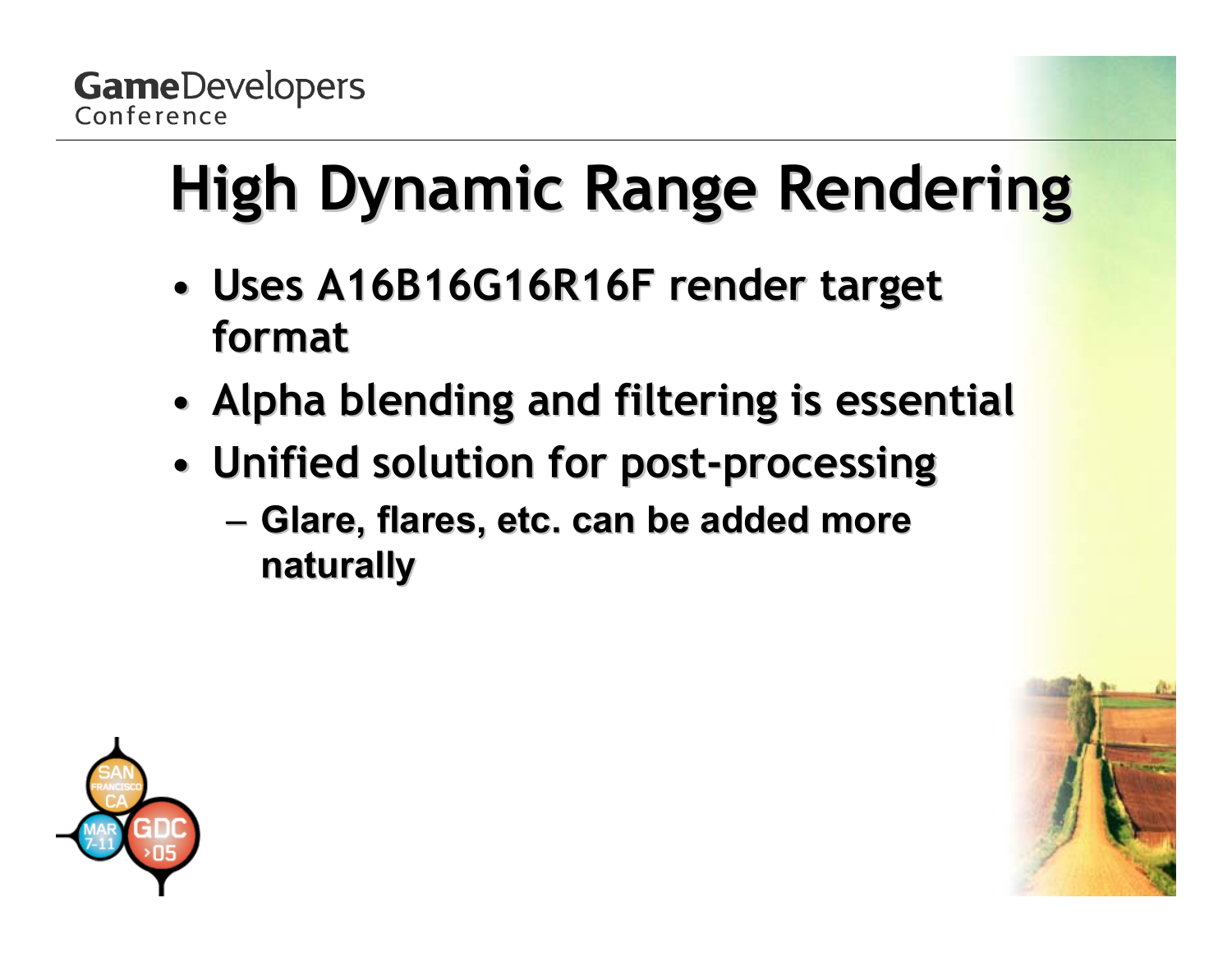# High Dynamic Range Rendering

- Uses A16B16G16R16F render target format
- Alpha blending and filtering is essential
- Unified solution for post-processing
  - Glare, flares, etc. can be added more naturally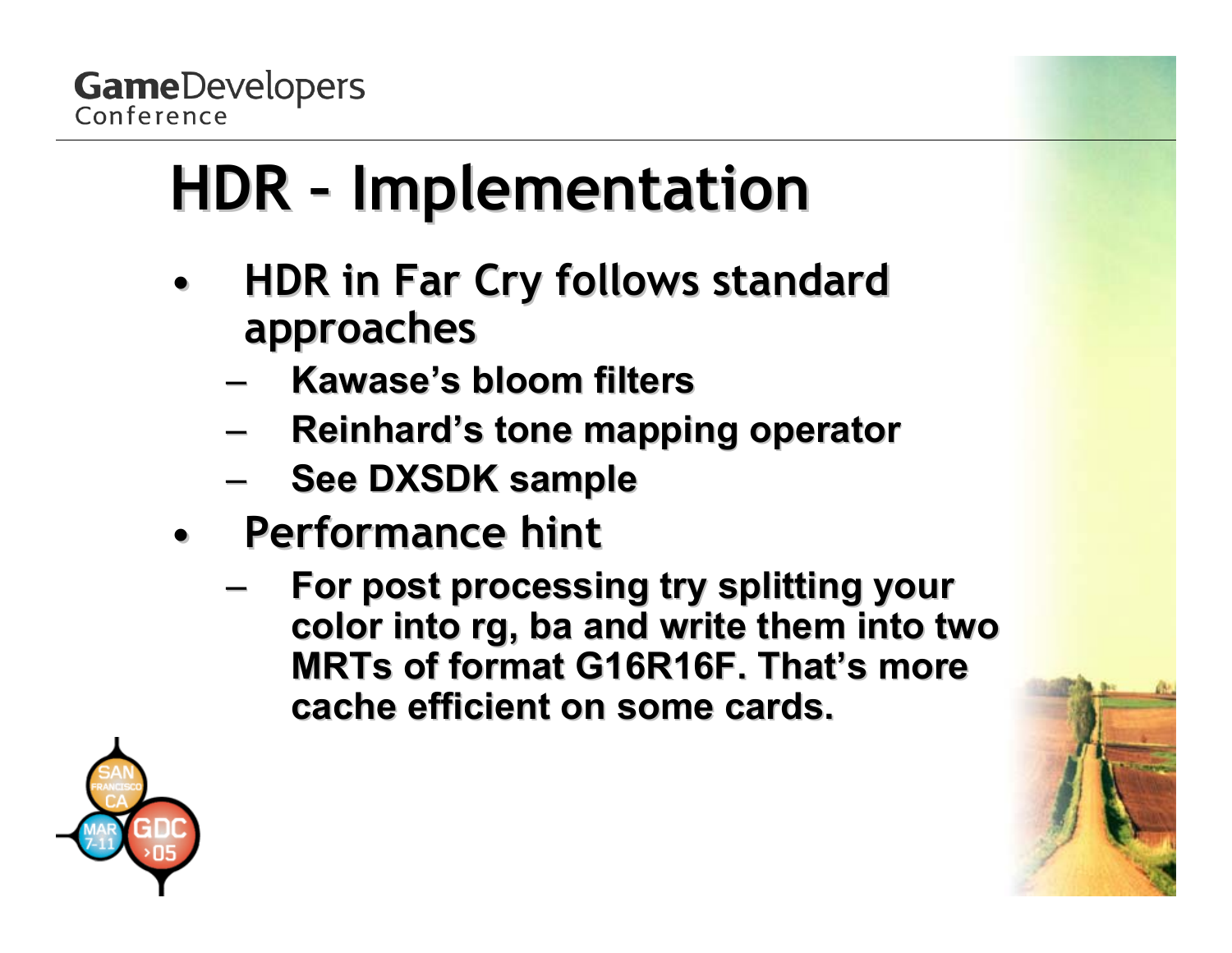# HDR – Implementation

- **HDR in Far Cry follows standard approaches**
  - **Kawase's bloom filters**
  - **Reinhard's tone mapping operator**
  - **See DXSDK sample**
- **Performance hint**
  - **For post processing try splitting your color into rg, ba and write them into two MRTs of format G16R16F. That's more cache efficient on some cards.**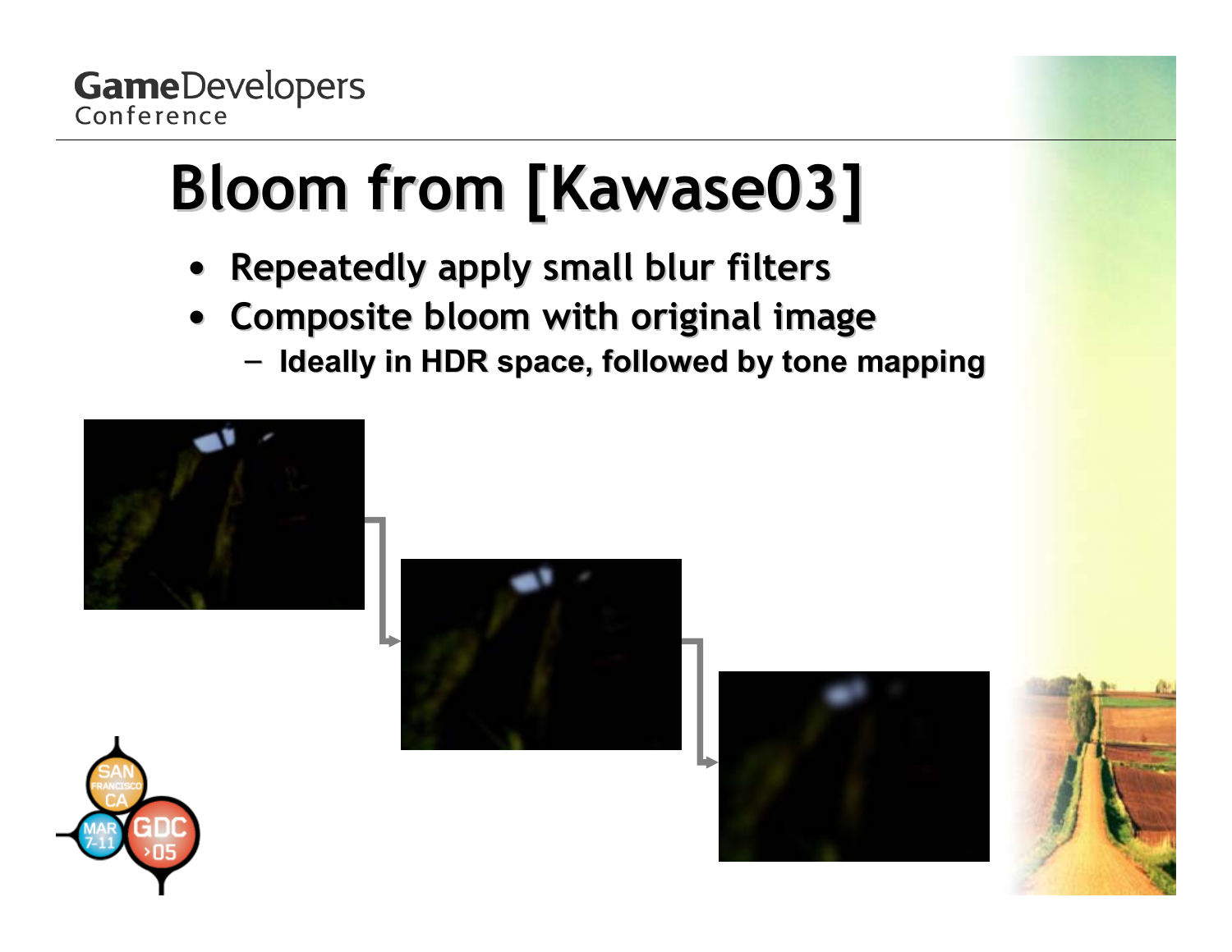# Bloom from [Kawase03]

- Repeatedly apply small blur filters
- Composite bloom with original image
  - Ideally in HDR space, followed by tone mapping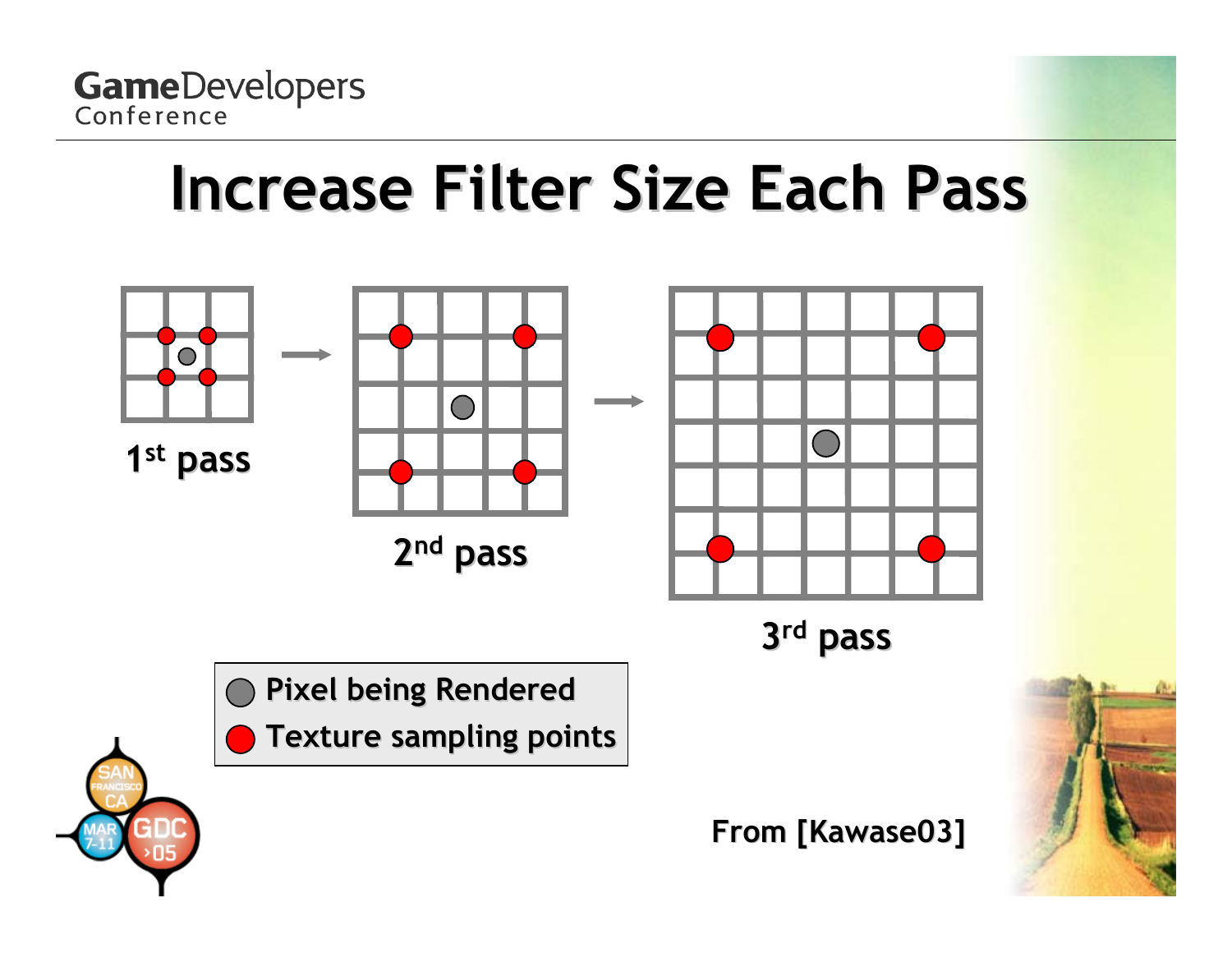# Increase Filter Size Each Pass

1st pass → 2nd pass → 3rd pass

- Pixel being Rendered
- Texture sampling points

From [Kawase03]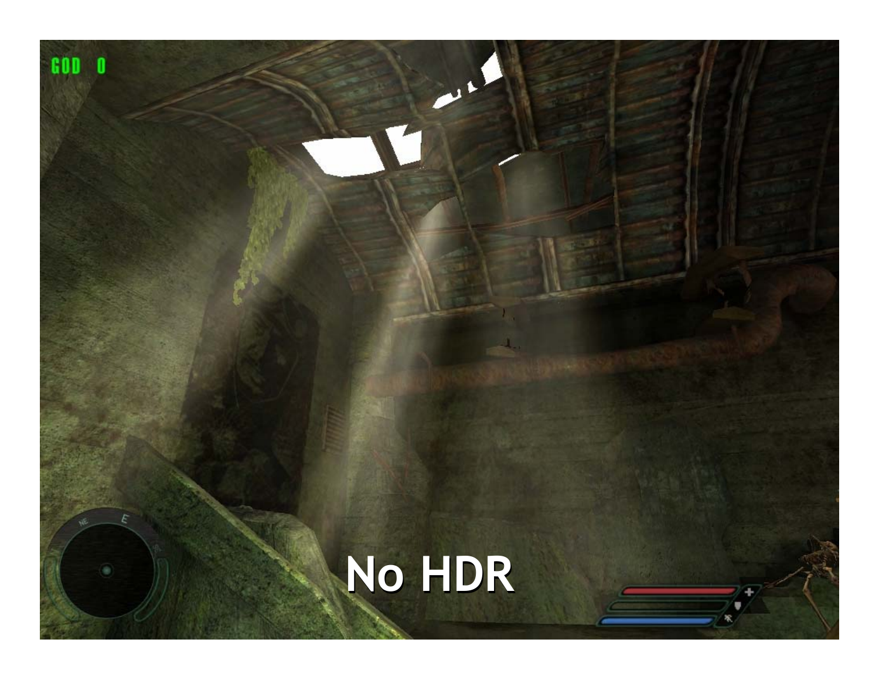No HDR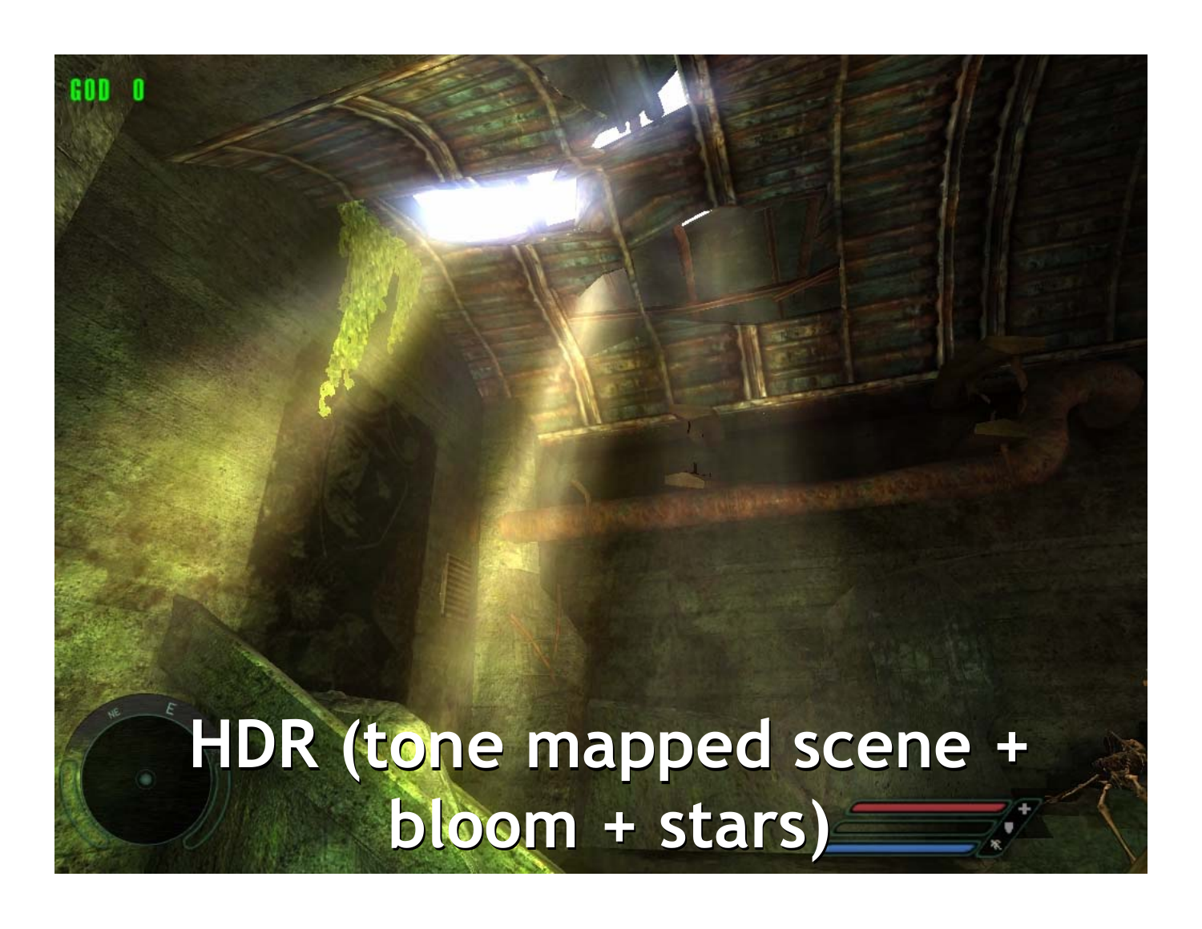HDR (tone mapped scene + bloom + stars)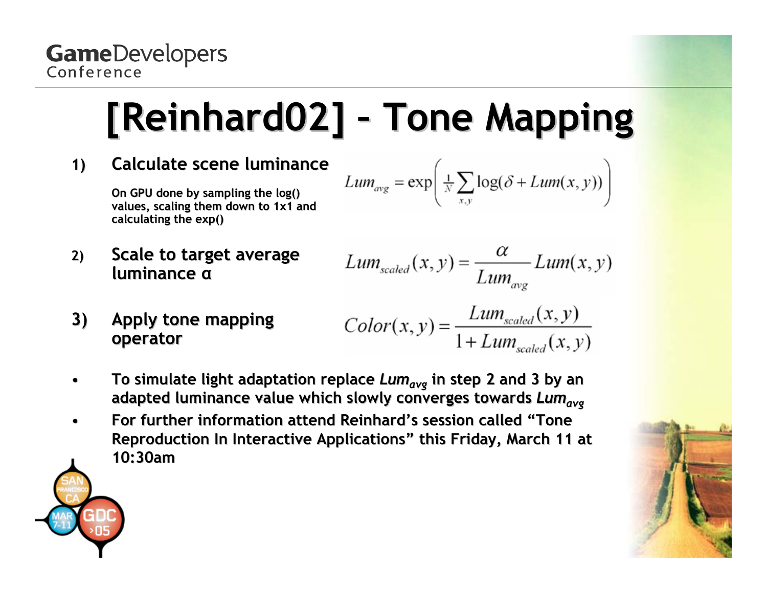# [Reinhard02] – Tone Mapping

1) **Calculate scene luminance**

   **On GPU done by sampling the log() values, scaling them down to 1x1 and calculating the exp()**

$$Lum_{avg} = \exp\left( \frac{1}{N} \sum_{x,y} \log(\delta + Lum(x,y)) \right)$$

2) **Scale to target average luminance α**

$$Lum_{scaled}(x,y) = \frac{\alpha}{Lum_{avg}} Lum(x,y)$$

3) **Apply tone mapping operator**

$$Color(x,y) = \frac{Lum_{scaled}(x,y)}{1 + Lum_{scaled}(x,y)}$$

- **To simulate light adaptation replace $Lum_{avg}$ in step 2 and 3 by an adapted luminance value which slowly converges towards $Lum_{avg}$**
- **For further information attend Reinhard's session called "Tone Reproduction In Interactive Applications" this Friday, March 11 at 10:30am**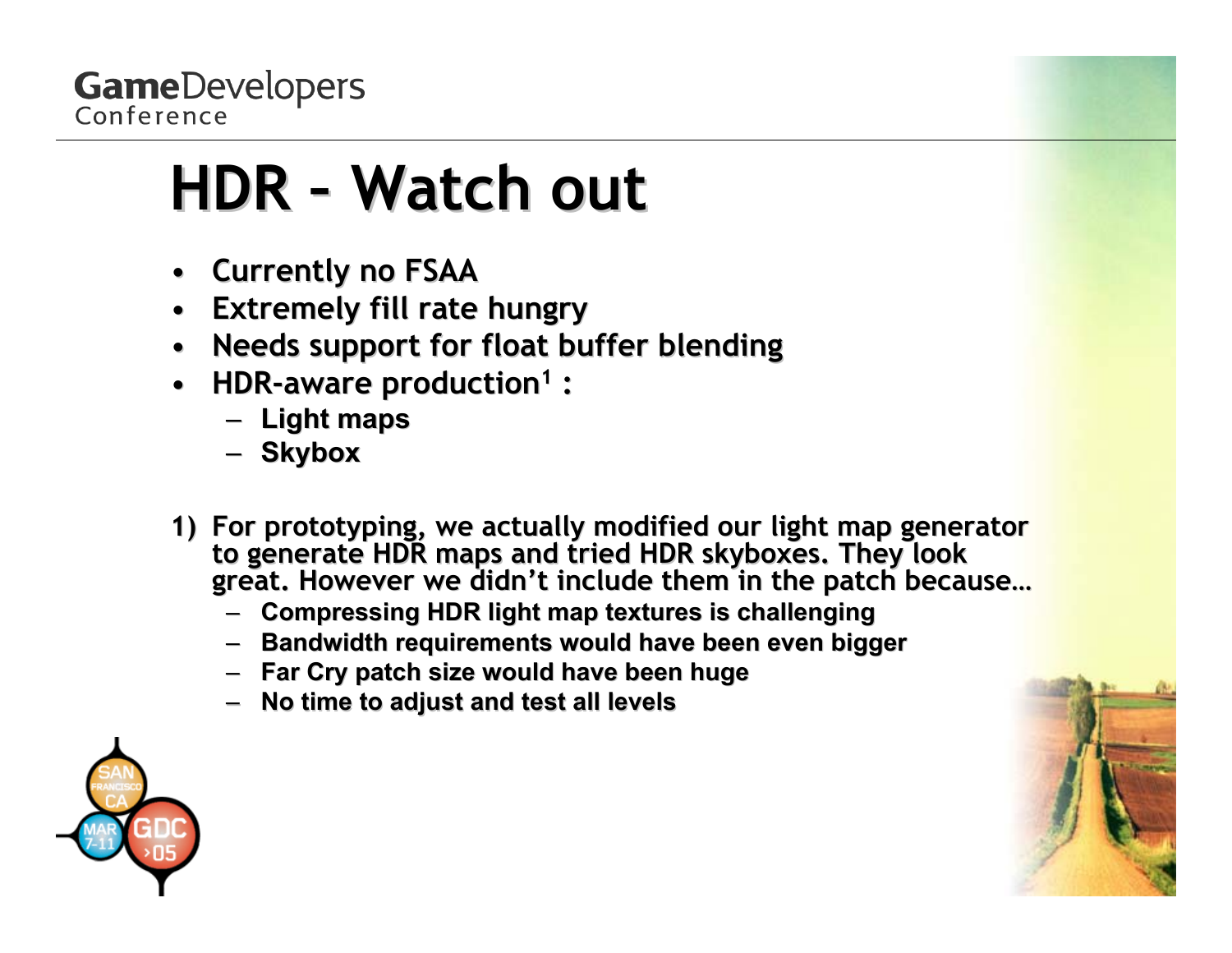# HDR – Watch out

- Currently no FSAA
- Extremely fill rate hungry
- Needs support for float buffer blending
- HDR-aware production[1] :
  - Light maps
  - Skybox

1) For prototyping, we actually modified our light map generator to generate HDR maps and tried HDR skyboxes. They look great. However we didn't include them in the patch because…
   - Compressing HDR light map textures is challenging
   - Bandwidth requirements would have been even bigger
   - Far Cry patch size would have been huge
   - No time to adjust and test all levels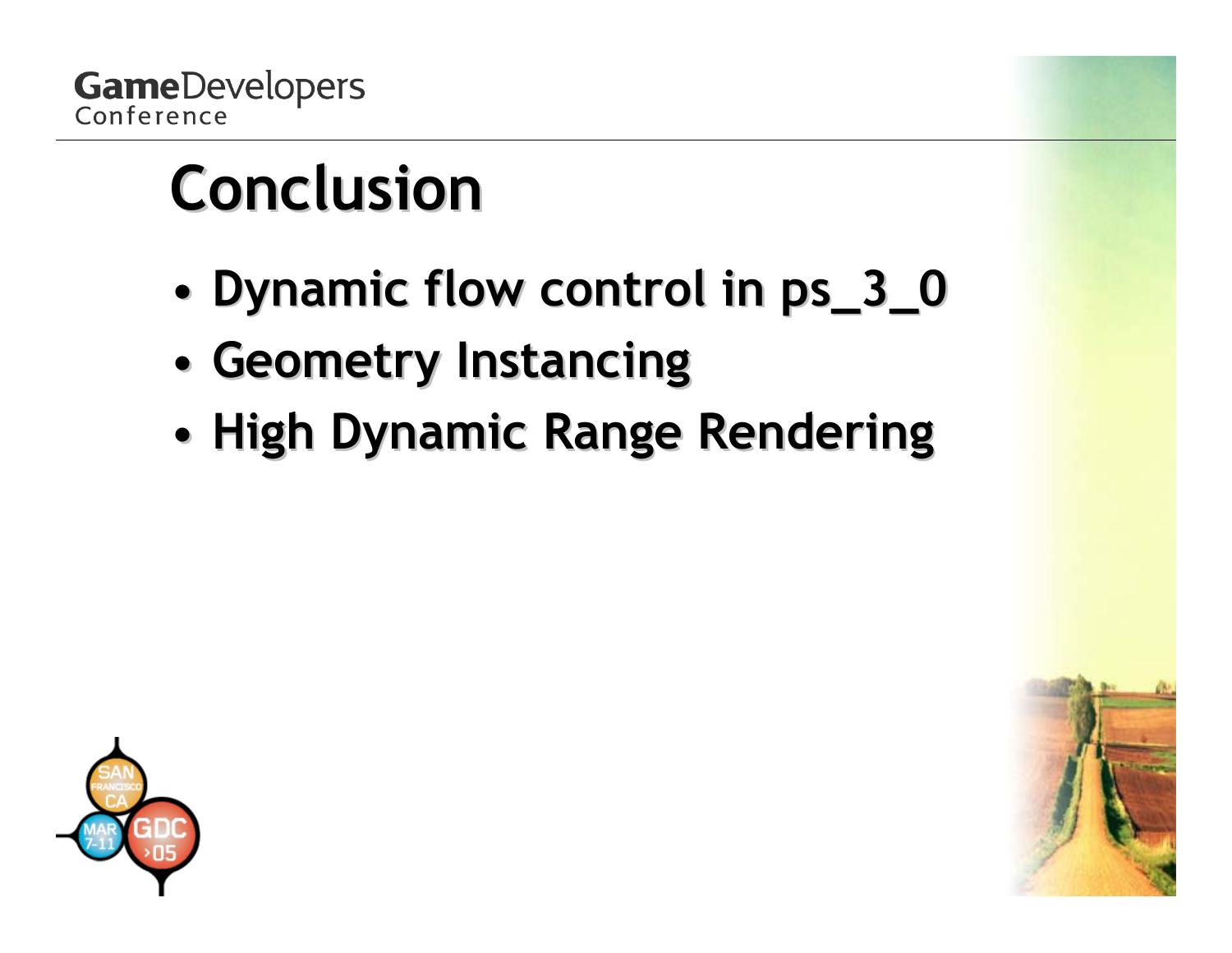# Conclusion

- Dynamic flow control in ps_3_0
- Geometry Instancing
- High Dynamic Range Rendering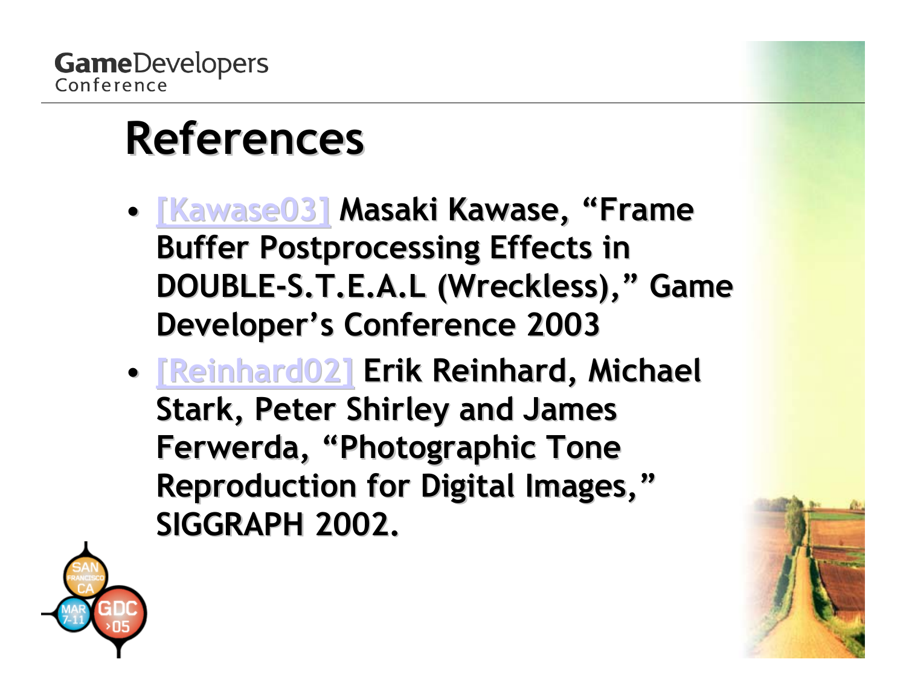# References

- [Kawase03] Masaki Kawase, "Frame Buffer Postprocessing Effects in DOUBLE-S.T.E.A.L (Wreckless)," Game Developer's Conference 2003
- [Reinhard02] Erik Reinhard, Michael Stark, Peter Shirley and James Ferwerda, "Photographic Tone Reproduction for Digital Images," SIGGRAPH 2002.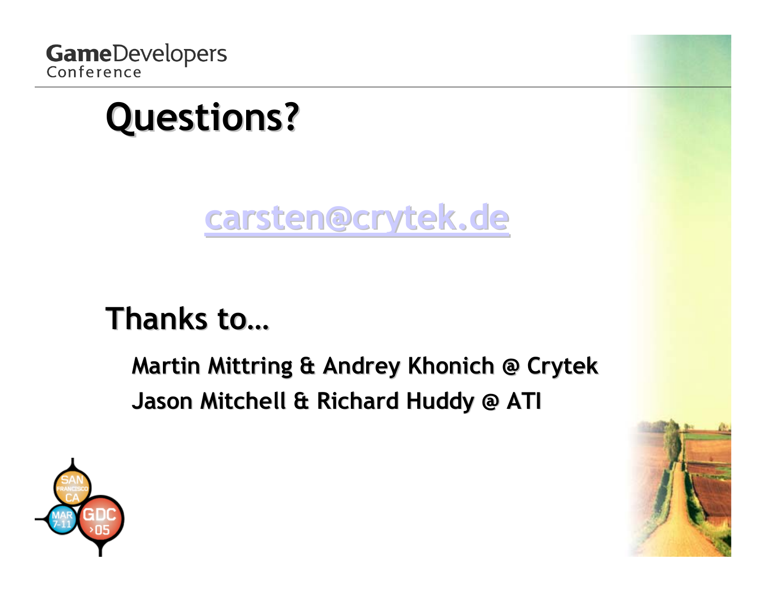# Questions?

carsten@crytek.de

## Thanks to…

Martin Mittring & Andrey Khonich @ Crytek

Jason Mitchell & Richard Huddy @ ATI